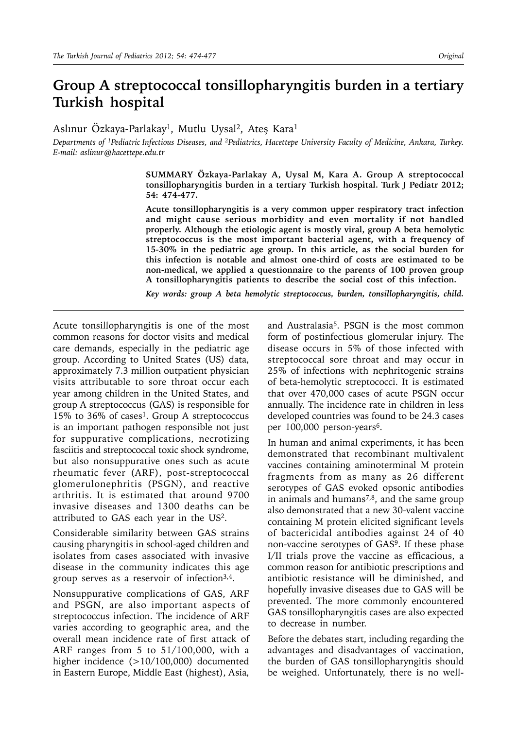# Group A streptococcal tonsillopharyngitis burden in a tertiary Turkish hospital

Aslınur Özkaya-Parlakay[1], Mutlu Uysal[2], Ateş Kara[1]

*Departments of [1]Pediatric Infectious Diseases, and [2]Pediatrics, Hacettepe University Faculty of Medicine, Ankara, Turkey. E-mail: aslinur@hacettepe.edu.tr*

**SUMMARY Özkaya-Parlakay A, Uysal M, Kara A. Group A streptococcal tonsillopharyngitis burden in a tertiary Turkish hospital. Turk J Pediatr 2012; 54: 474-477.**

**Acute tonsillopharyngitis is a very common upper respiratory tract infection and might cause serious morbidity and even mortality if not handled properly. Although the etiologic agent is mostly viral, group A beta hemolytic streptococcus is the most important bacterial agent, with a frequency of 15-30% in the pediatric age group. In this article, as the social burden for this infection is notable and almost one-third of costs are estimated to be non-medical, we applied a questionnaire to the parents of 100 proven group A tonsillopharyngitis patients to describe the social cost of this infection.**

***Key words: group A beta hemolytic streptococcus, burden, tonsillopharyngitis, child.***

Acute tonsillopharyngitis is one of the most common reasons for doctor visits and medical care demands, especially in the pediatric age group. According to United States (US) data, approximately 7.3 million outpatient physician visits attributable to sore throat occur each year among children in the United States, and group A streptococcus (GAS) is responsible for 15% to 36% of cases[1]. Group A streptococcus is an important pathogen responsible not just for suppurative complications, necrotizing fasciitis and streptococcal toxic shock syndrome, but also nonsuppurative ones such as acute rheumatic fever (ARF), post-streptococcal glomerulonephritis (PSGN), and reactive arthritis. It is estimated that around 9700 invasive diseases and 1300 deaths can be attributed to GAS each year in the US[2].

Considerable similarity between GAS strains causing pharyngitis in school-aged children and isolates from cases associated with invasive disease in the community indicates this age group serves as a reservoir of infection[3,4].

Nonsuppurative complications of GAS, ARF and PSGN, are also important aspects of streptococcus infection. The incidence of ARF varies according to geographic area, and the overall mean incidence rate of first attack of ARF ranges from 5 to 51/100,000, with a higher incidence (>10/100,000) documented in Eastern Europe, Middle East (highest), Asia, and Australasia[5]. PSGN is the most common form of postinfectious glomerular injury. The disease occurs in 5% of those infected with streptococcal sore throat and may occur in 25% of infections with nephritogenic strains of beta-hemolytic streptococci. It is estimated that over 470,000 cases of acute PSGN occur annually. The incidence rate in children in less developed countries was found to be 24.3 cases per 100,000 person-years[6].

In human and animal experiments, it has been demonstrated that recombinant multivalent vaccines containing aminoterminal M protein fragments from as many as 26 different serotypes of GAS evoked opsonic antibodies in animals and humans[7,8], and the same group also demonstrated that a new 30-valent vaccine containing M protein elicited significant levels of bactericidal antibodies against 24 of 40 non-vaccine serotypes of GAS[9]. If these phase I/II trials prove the vaccine as efficacious, a common reason for antibiotic prescriptions and antibiotic resistance will be diminished, and hopefully invasive diseases due to GAS will be prevented. The more commonly encountered GAS tonsillopharyngitis cases are also expected to decrease in number.

Before the debates start, including regarding the advantages and disadvantages of vaccination, the burden of GAS tonsillopharyngitis should be weighed. Unfortunately, there is no well-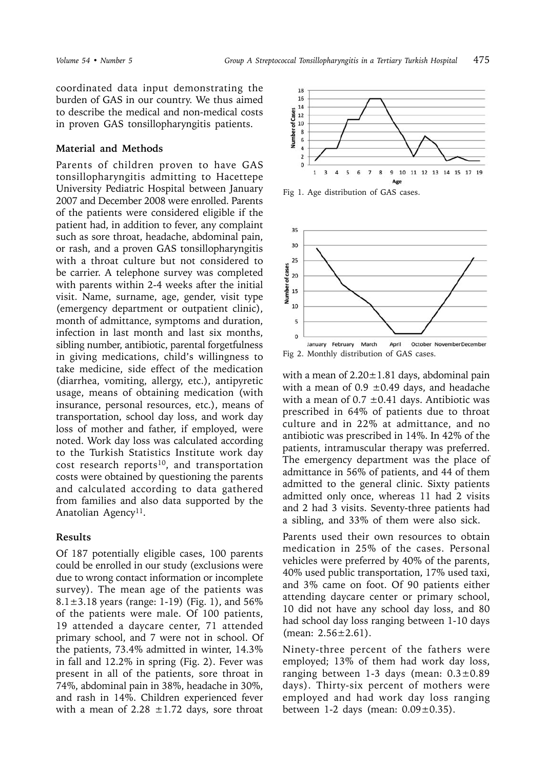coordinated data input demonstrating the burden of GAS in our country. We thus aimed to describe the medical and non-medical costs in proven GAS tonsillopharyngitis patients.

## Material and Methods

Parents of children proven to have GAS tonsillopharyngitis admitting to Hacettepe University Pediatric Hospital between January 2007 and December 2008 were enrolled. Parents of the patients were considered eligible if the patient had, in addition to fever, any complaint such as sore throat, headache, abdominal pain, or rash, and a proven GAS tonsillopharyngitis with a throat culture but not considered to be carrier. A telephone survey was completed with parents within 2-4 weeks after the initial visit. Name, surname, age, gender, visit type (emergency department or outpatient clinic), month of admittance, symptoms and duration, infection in last month and last six months, sibling number, antibiotic, parental forgetfulness in giving medications, child's willingness to take medicine, side effect of the medication (diarrhea, vomiting, allergy, etc.), antipyretic usage, means of obtaining medication (with insurance, personal resources, etc.), means of transportation, school day loss, and work day loss of mother and father, if employed, were noted. Work day loss was calculated according to the Turkish Statistics Institute work day cost research reports[10], and transportation costs were obtained by questioning the parents and calculated according to data gathered from families and also data supported by the Anatolian Agency[11].

## Results

Of 187 potentially eligible cases, 100 parents could be enrolled in our study (exclusions were due to wrong contact information or incomplete survey). The mean age of the patients was 8.1±3.18 years (range: 1-19) (Fig. 1), and 56% of the patients were male. Of 100 patients, 19 attended a daycare center, 71 attended primary school, and 7 were not in school. Of the patients, 73.4% admitted in winter, 14.3% in fall and 12.2% in spring (Fig. 2). Fever was present in all of the patients, sore throat in 74%, abdominal pain in 38%, headache in 30%, and rash in 14%. Children experienced fever with a mean of 2.28 ±1.72 days, sore throat with a mean of 2.20±1.81 days, abdominal pain with a mean of 0.9 ±0.49 days, and headache with a mean of 0.7 ±0.41 days. Antibiotic was prescribed in 64% of patients due to throat culture and in 22% at admittance, and no antibiotic was prescribed in 14%. In 42% of the patients, intramuscular therapy was preferred. The emergency department was the place of admittance in 56% of patients, and 44 of them admitted to the general clinic. Sixty patients admitted only once, whereas 11 had 2 visits and 2 had 3 visits. Seventy-three patients had a sibling, and 33% of them were also sick.

Fig 1. Age distribution of GAS cases.

Fig 2. Monthly distribution of GAS cases.

Parents used their own resources to obtain medication in 25% of the cases. Personal vehicles were preferred by 40% of the parents, 40% used public transportation, 17% used taxi, and 3% came on foot. Of 90 patients either attending daycare center or primary school, 10 did not have any school day loss, and 80 had school day loss ranging between 1-10 days (mean: 2.56±2.61).

Ninety-three percent of the fathers were employed; 13% of them had work day loss, ranging between 1-3 days (mean: 0.3±0.89 days). Thirty-six percent of mothers were employed and had work day loss ranging between 1-2 days (mean: 0.09±0.35).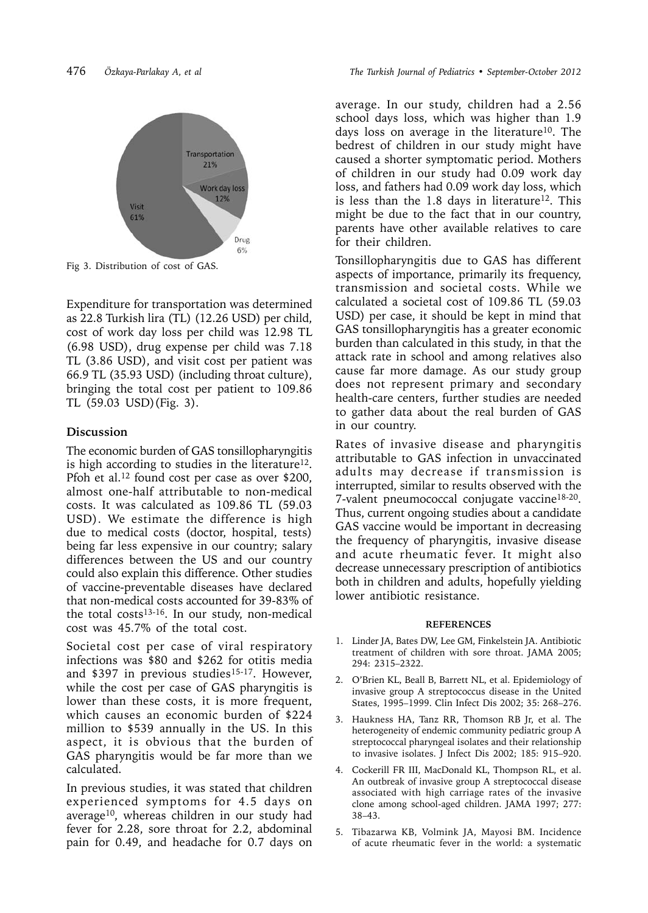Fig 3. Distribution of cost of GAS.

Expenditure for transportation was determined as 22.8 Turkish lira (TL) (12.26 USD) per child, cost of work day loss per child was 12.98 TL (6.98 USD), drug expense per child was 7.18 TL (3.86 USD), and visit cost per patient was 66.9 TL (35.93 USD) (including throat culture), bringing the total cost per patient to 109.86 TL (59.03 USD) (Fig. 3).

## Discussion

The economic burden of GAS tonsillopharyngitis is high according to studies in the literature[12]. Pfoh et al.[12] found cost per case as over $200, almost one-half attributable to non-medical costs. It was calculated as 109.86 TL (59.03 USD). We estimate the difference is high due to medical costs (doctor, hospital, tests) being far less expensive in our country; salary differences between the US and our country could also explain this difference. Other studies of vaccine-preventable diseases have declared that non-medical costs accounted for 39-83% of the total costs[13-16]. In our study, non-medical cost was 45.7% of the total cost.

Societal cost per case of viral respiratory infections was $80 and $262 for otitis media and $397 in previous studies[15-17]. However, while the cost per case of GAS pharyngitis is lower than these costs, it is more frequent, which causes an economic burden of $224 million to $539 annually in the US. In this aspect, it is obvious that the burden of GAS pharyngitis would be far more than we calculated.

In previous studies, it was stated that children experienced symptoms for 4.5 days on average[10], whereas children in our study had fever for 2.28, sore throat for 2.2, abdominal pain for 0.49, and headache for 0.7 days on average. In our study, children had a 2.56 school days loss, which was higher than 1.9 days loss on average in the literature[10]. The bedrest of children in our study might have caused a shorter symptomatic period. Mothers of children in our study had 0.09 work day loss, and fathers had 0.09 work day loss, which is less than the 1.8 days in literature[12]. This might be due to the fact that in our country, parents have other available relatives to care for their children.

Tonsillopharyngitis due to GAS has different aspects of importance, primarily its frequency, transmission and societal costs. While we calculated a societal cost of 109.86 TL (59.03 USD) per case, it should be kept in mind that GAS tonsillopharyngitis has a greater economic burden than calculated in this study, in that the attack rate in school and among relatives also cause far more damage. As our study group does not represent primary and secondary health-care centers, further studies are needed to gather data about the real burden of GAS in our country.

Rates of invasive disease and pharyngitis attributable to GAS infection in unvaccinated adults may decrease if transmission is interrupted, similar to results observed with the 7-valent pneumococcal conjugate vaccine[18-20]. Thus, current ongoing studies about a candidate GAS vaccine would be important in decreasing the frequency of pharyngitis, invasive disease and acute rheumatic fever. It might also decrease unnecessary prescription of antibiotics both in children and adults, hopefully yielding lower antibiotic resistance.

## REFERENCES

1. Linder JA, Bates DW, Lee GM, Finkelstein JA. Antibiotic treatment of children with sore throat. JAMA 2005; 294: 2315–2322.
2. O'Brien KL, Beall B, Barrett NL, et al. Epidemiology of invasive group A streptococcus disease in the United States, 1995–1999. Clin Infect Dis 2002; 35: 268–276.
3. Haukness HA, Tanz RR, Thomson RB Jr, et al. The heterogeneity of endemic community pediatric group A streptococcal pharyngeal isolates and their relationship to invasive isolates. J Infect Dis 2002; 185: 915–920.
4. Cockerill FR III, MacDonald KL, Thompson RL, et al. An outbreak of invasive group A streptococcal disease associated with high carriage rates of the invasive clone among school-aged children. JAMA 1997; 277: 38–43.
5. Tibazarwa KB, Volmink JA, Mayosi BM. Incidence of acute rheumatic fever in the world: a systematic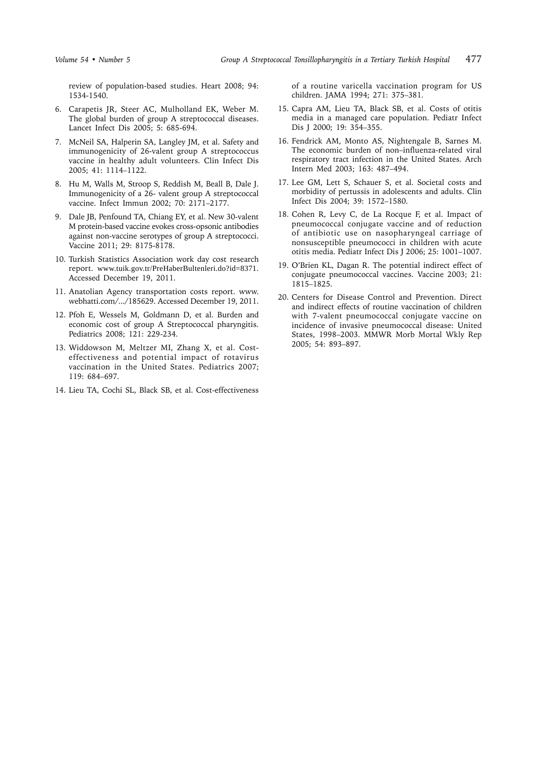review of population-based studies. Heart 2008; 94: 1534-1540.

6. Carapetis JR, Steer AC, Mulholland EK, Weber M. The global burden of group A streptococcal diseases. Lancet Infect Dis 2005; 5: 685-694.
7. McNeil SA, Halperin SA, Langley JM, et al. Safety and immunogenicity of 26-valent group A streptococcus vaccine in healthy adult volunteers. Clin Infect Dis 2005; 41: 1114–1122.
8. Hu M, Walls M, Stroop S, Reddish M, Beall B, Dale J. Immunogenicity of a 26- valent group A streptococcal vaccine. Infect Immun 2002; 70: 2171–2177.
9. Dale JB, Penfound TA, Chiang EY, et al. New 30-valent M protein-based vaccine evokes cross-opsonic antibodies against non-vaccine serotypes of group A streptococci. Vaccine 2011; 29: 8175-8178.
10. Turkish Statistics Association work day cost research report. www.tuik.gov.tr/PreHaberBultenleri.do?id=8371. Accessed December 19, 2011.
11. Anatolian Agency transportation costs report. www.webhatti.com/.../185629. Accessed December 19, 2011.
12. Pfoh E, Wessels M, Goldmann D, et al. Burden and economic cost of group A Streptococcal pharyngitis. Pediatrics 2008; 121: 229-234.
13. Widdowson M, Meltzer MI, Zhang X, et al. Cost-effectiveness and potential impact of rotavirus vaccination in the United States. Pediatrics 2007; 119: 684–697.
14. Lieu TA, Cochi SL, Black SB, et al. Cost-effectiveness of a routine varicella vaccination program for US children. JAMA 1994; 271: 375–381.
15. Capra AM, Lieu TA, Black SB, et al. Costs of otitis media in a managed care population. Pediatr Infect Dis J 2000; 19: 354–355.
16. Fendrick AM, Monto AS, Nightengale B, Sarnes M. The economic burden of non–influenza-related viral respiratory tract infection in the United States. Arch Intern Med 2003; 163: 487–494.
17. Lee GM, Lett S, Schauer S, et al. Societal costs and morbidity of pertussis in adolescents and adults. Clin Infect Dis 2004; 39: 1572–1580.
18. Cohen R, Levy C, de La Rocque F, et al. Impact of pneumococcal conjugate vaccine and of reduction of antibiotic use on nasopharyngeal carriage of nonsusceptible pneumococci in children with acute otitis media. Pediatr Infect Dis J 2006; 25: 1001–1007.
19. O'Brien KL, Dagan R. The potential indirect effect of conjugate pneumococcal vaccines. Vaccine 2003; 21: 1815–1825.
20. Centers for Disease Control and Prevention. Direct and indirect effects of routine vaccination of children with 7-valent pneumococcal conjugate vaccine on incidence of invasive pneumococcal disease: United States, 1998–2003. MMWR Morb Mortal Wkly Rep 2005; 54: 893–897.